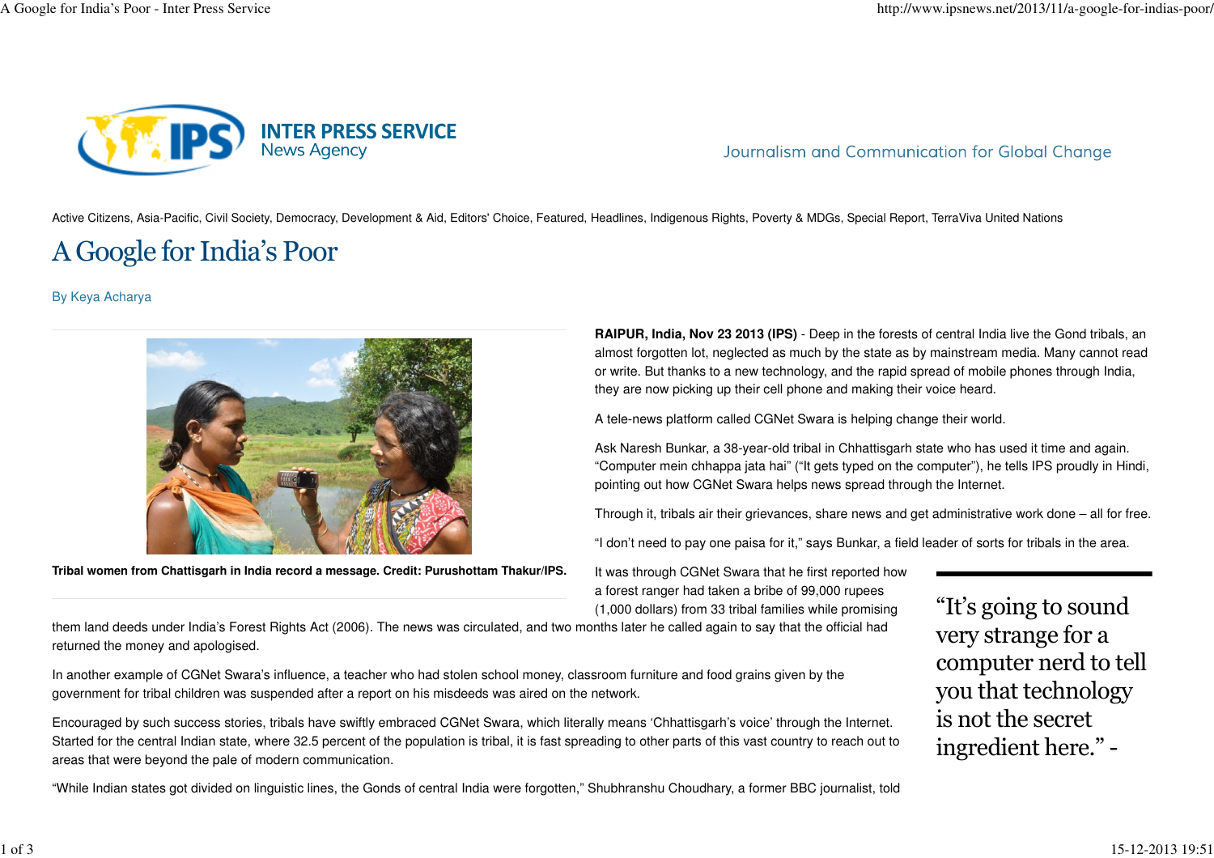Active Citizens, Asia-Pacific, Civil Society, Democracy, Development & Aid, Editors' Choice, Featured, Headlines, Indigenous Rights, Poverty & MDGs, Special Report, TerraViva United Nations

# A Google for India's Poor

By Keya Acharya

Tribal women from Chattisgarh in India record a message. Credit: Purushottam Thakur/IPS.

**RAIPUR, India, Nov 23 2013 (IPS)** - Deep in the forests of central India live the Gond tribals, an almost forgotten lot, neglected as much by the state as by mainstream media. Many cannot read or write. But thanks to a new technology, and the rapid spread of mobile phones through India, they are now picking up their cell phone and making their voice heard.

A tele-news platform called CGNet Swara is helping change their world.

Ask Naresh Bunkar, a 38-year-old tribal in Chhattisgarh state who has used it time and again. "Computer mein chhappa jata hai" ("It gets typed on the computer"), he tells IPS proudly in Hindi, pointing out how CGNet Swara helps news spread through the Internet.

Through it, tribals air their grievances, share news and get administrative work done – all for free.

"I don't need to pay one paisa for it," says Bunkar, a field leader of sorts for tribals in the area.

It was through CGNet Swara that he first reported how a forest ranger had taken a bribe of 99,000 rupees (1,000 dollars) from 33 tribal families while promising them land deeds under India's Forest Rights Act (2006). The news was circulated, and two months later he called again to say that the official had returned the money and apologised.

> "It's going to sound very strange for a computer nerd to tell you that technology is not the secret ingredient here." -

In another example of CGNet Swara's influence, a teacher who had stolen school money, classroom furniture and food grains given by the government for tribal children was suspended after a report on his misdeeds was aired on the network.

Encouraged by such success stories, tribals have swiftly embraced CGNet Swara, which literally means 'Chhattisgarh's voice' through the Internet. Started for the central Indian state, where 32.5 percent of the population is tribal, it is fast spreading to other parts of this vast country to reach out to areas that were beyond the pale of modern communication.

"While Indian states got divided on linguistic lines, the Gonds of central India were forgotten," Shubhranshu Choudhary, a former BBC journalist, told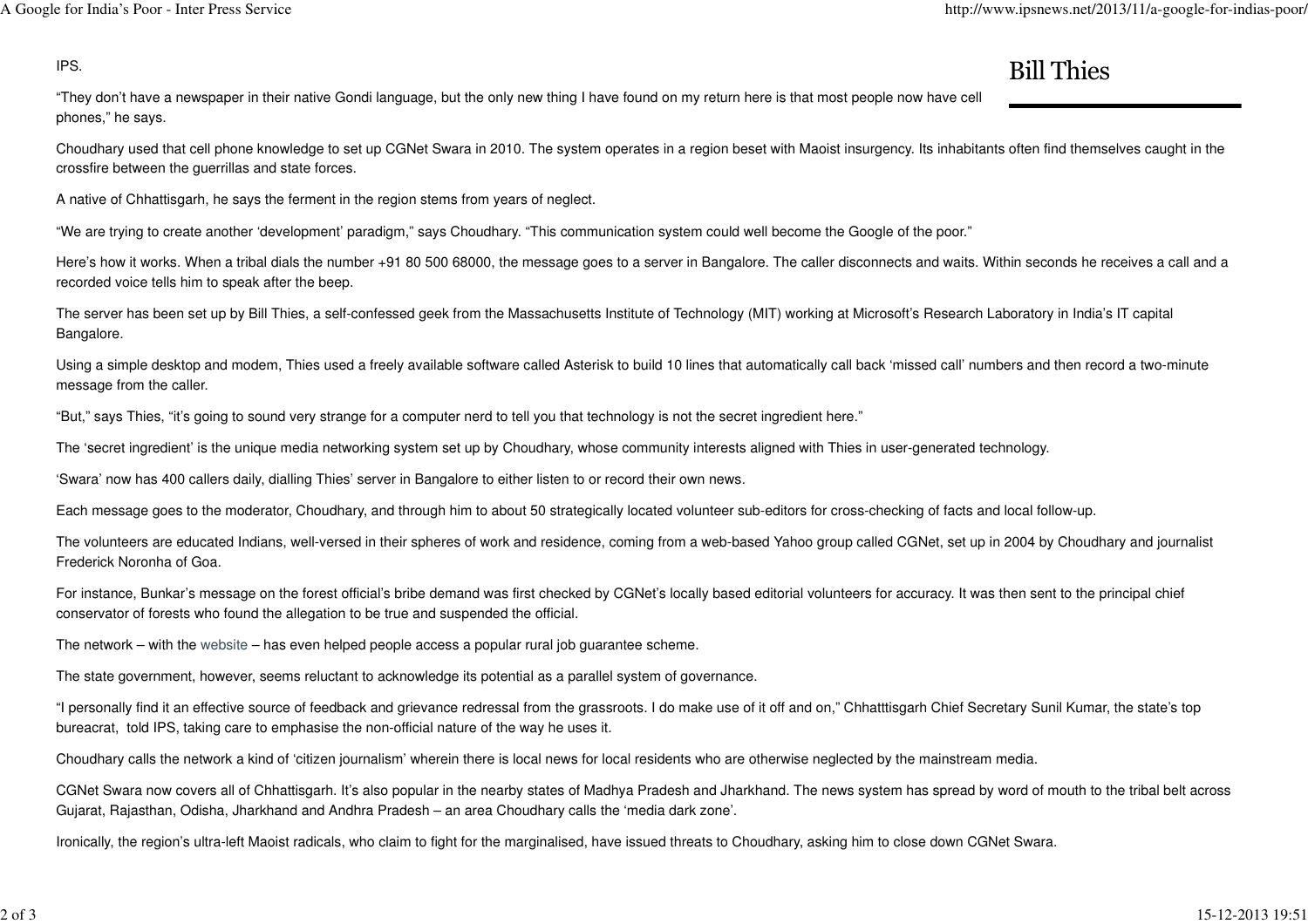IPS.

“They don’t have a newspaper in their native Gondi language, but the only new thing I have found on my return here is that most people now have cell phones,” he says.

## Bill Thies

Choudhary used that cell phone knowledge to set up CGNet Swara in 2010. The system operates in a region beset with Maoist insurgency. Its inhabitants often find themselves caught in the crossfire between the guerrillas and state forces.

A native of Chhattisgarh, he says the ferment in the region stems from years of neglect.

“We are trying to create another ‘development’ paradigm,” says Choudhary. “This communication system could well become the Google of the poor.”

Here’s how it works. When a tribal dials the number +91 80 500 68000, the message goes to a server in Bangalore. The caller disconnects and waits. Within seconds he receives a call and a recorded voice tells him to speak after the beep.

The server has been set up by Bill Thies, a self-confessed geek from the Massachusetts Institute of Technology (MIT) working at Microsoft’s Research Laboratory in India’s IT capital Bangalore.

Using a simple desktop and modem, Thies used a freely available software called Asterisk to build 10 lines that automatically call back ‘missed call’ numbers and then record a two-minute message from the caller.

“But,” says Thies, “it’s going to sound very strange for a computer nerd to tell you that technology is not the secret ingredient here.”

The ‘secret ingredient’ is the unique media networking system set up by Choudhary, whose community interests aligned with Thies in user-generated technology.

‘Swara’ now has 400 callers daily, dialling Thies’ server in Bangalore to either listen to or record their own news.

Each message goes to the moderator, Choudhary, and through him to about 50 strategically located volunteer sub-editors for cross-checking of facts and local follow-up.

The volunteers are educated Indians, well-versed in their spheres of work and residence, coming from a web-based Yahoo group called CGNet, set up in 2004 by Choudhary and journalist Frederick Noronha of Goa.

For instance, Bunkar’s message on the forest official’s bribe demand was first checked by CGNet’s locally based editorial volunteers for accuracy. It was then sent to the principal chief conservator of forests who found the allegation to be true and suspended the official.

The network – with the website – has even helped people access a popular rural job guarantee scheme.

The state government, however, seems reluctant to acknowledge its potential as a parallel system of governance.

“I personally find it an effective source of feedback and grievance redressal from the grassroots. I do make use of it off and on,” Chhatttisgarh Chief Secretary Sunil Kumar, the state’s top bureacrat, told IPS, taking care to emphasise the non-official nature of the way he uses it.

Choudhary calls the network a kind of ‘citizen journalism’ wherein there is local news for local residents who are otherwise neglected by the mainstream media.

CGNet Swara now covers all of Chhattisgarh. It’s also popular in the nearby states of Madhya Pradesh and Jharkhand. The news system has spread by word of mouth to the tribal belt across Gujarat, Rajasthan, Odisha, Jharkhand and Andhra Pradesh – an area Choudhary calls the ‘media dark zone’.

Ironically, the region’s ultra-left Maoist radicals, who claim to fight for the marginalised, have issued threats to Choudhary, asking him to close down CGNet Swara.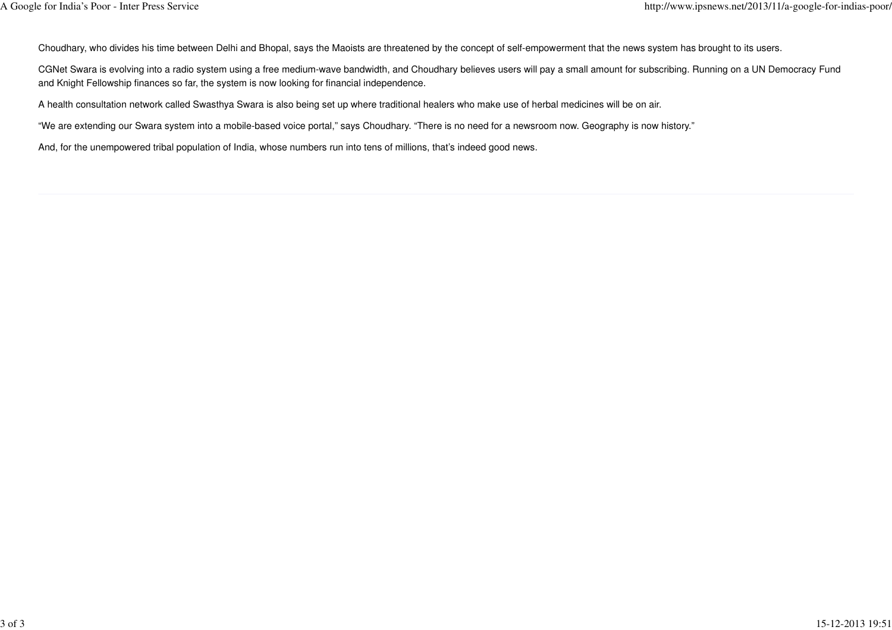Choudhary, who divides his time between Delhi and Bhopal, says the Maoists are threatened by the concept of self-empowerment that the news system has brought to its users.

CGNet Swara is evolving into a radio system using a free medium-wave bandwidth, and Choudhary believes users will pay a small amount for subscribing. Running on a UN Democracy Fund and Knight Fellowship finances so far, the system is now looking for financial independence.

A health consultation network called Swasthya Swara is also being set up where traditional healers who make use of herbal medicines will be on air.

“We are extending our Swara system into a mobile-based voice portal,” says Choudhary. “There is no need for a newsroom now. Geography is now history.”

And, for the unempowered tribal population of India, whose numbers run into tens of millions, that’s indeed good news.